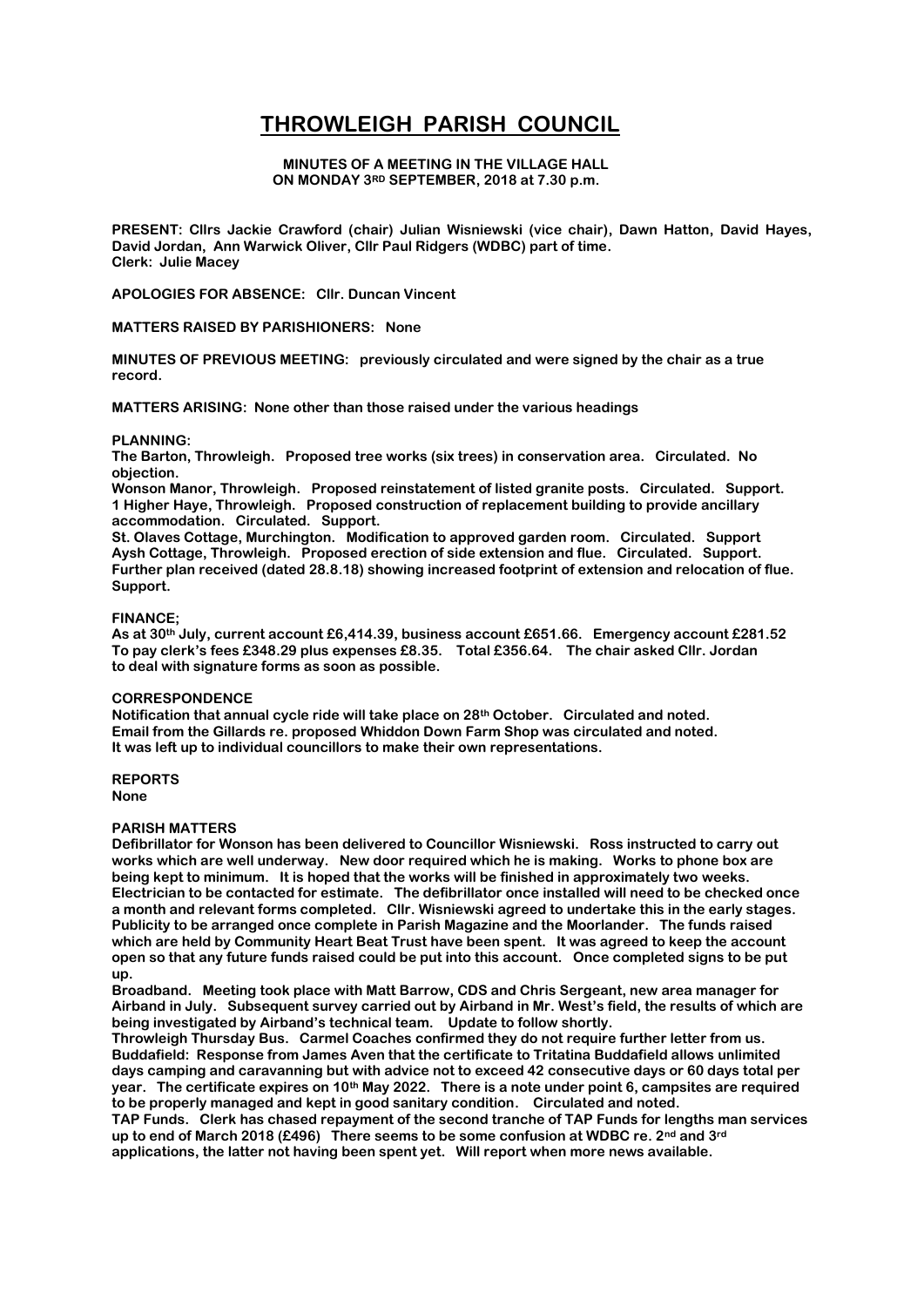# THROWLEIGH PARISH COUNCIL

**MINUTES OF A MEETING IN THE VILLAGE HALL ON MONDAY 3RD SEPTEMBER, 2018 at 7.30 p.m.**

**PRESENT:** Cllrs Jackie Crawford (chair) Julian Wisniewski (vice chair), Dawn Hatton, David Hayes, David Jordan, Ann Warwick Oliver, Cllr Paul Ridgers (WDBC) part of time.
**Clerk:** Julie Macey

**APOLOGIES FOR ABSENCE:** Cllr. Duncan Vincent

**MATTERS RAISED BY PARISHIONERS:** None

**MINUTES OF PREVIOUS MEETING:** previously circulated and were signed by the chair as a true record.

**MATTERS ARISING:** None other than those raised under the various headings

**PLANNING:**
The Barton, Throwleigh. Proposed tree works (six trees) in conservation area. Circulated. No objection.
Wonson Manor, Throwleigh. Proposed reinstatement of listed granite posts. Circulated. Support.
1 Higher Haye, Throwleigh. Proposed construction of replacement building to provide ancillary accommodation. Circulated. Support.
St. Olaves Cottage, Murchington. Modification to approved garden room. Circulated. Support
Aysh Cottage, Throwleigh. Proposed erection of side extension and flue. Circulated. Support. Further plan received (dated 28.8.18) showing increased footprint of extension and relocation of flue. Support.

**FINANCE;**
As at 30th July, current account £6,414.39, business account £651.66. Emergency account £281.52
To pay clerk's fees £348.29 plus expenses £8.35. Total £356.64. The chair asked Cllr. Jordan to deal with signature forms as soon as possible.

**CORRESPONDENCE**
Notification that annual cycle ride will take place on 28th October. Circulated and noted.
Email from the Gillards re. proposed Whiddon Down Farm Shop was circulated and noted.
It was left up to individual councillors to make their own representations.

**REPORTS**
None

**PARISH MATTERS**
Defibrillator for Wonson has been delivered to Councillor Wisniewski. Ross instructed to carry out works which are well underway. New door required which he is making. Works to phone box are being kept to minimum. It is hoped that the works will be finished in approximately two weeks. Electrician to be contacted for estimate. The defibrillator once installed will need to be checked once a month and relevant forms completed. Cllr. Wisniewski agreed to undertake this in the early stages. Publicity to be arranged once complete in Parish Magazine and the Moorlander. The funds raised which are held by Community Heart Beat Trust have been spent. It was agreed to keep the account open so that any future funds raised could be put into this account. Once completed signs to be put up.
Broadband. Meeting took place with Matt Barrow, CDS and Chris Sergeant, new area manager for Airband in July. Subsequent survey carried out by Airband in Mr. West's field, the results of which are being investigated by Airband's technical team. Update to follow shortly.
Throwleigh Thursday Bus. Carmel Coaches confirmed they do not require further letter from us.
Buddafield: Response from James Aven that the certificate to Tritatina Buddafield allows unlimited days camping and caravanning but with advice not to exceed 42 consecutive days or 60 days total per year. The certificate expires on 10th May 2022. There is a note under point 6, campsites are required to be properly managed and kept in good sanitary condition. Circulated and noted.
TAP Funds. Clerk has chased repayment of the second tranche of TAP Funds for lengths man services up to end of March 2018 (£496) There seems to be some confusion at WDBC re. 2nd and 3rd applications, the latter not having been spent yet. Will report when more news available.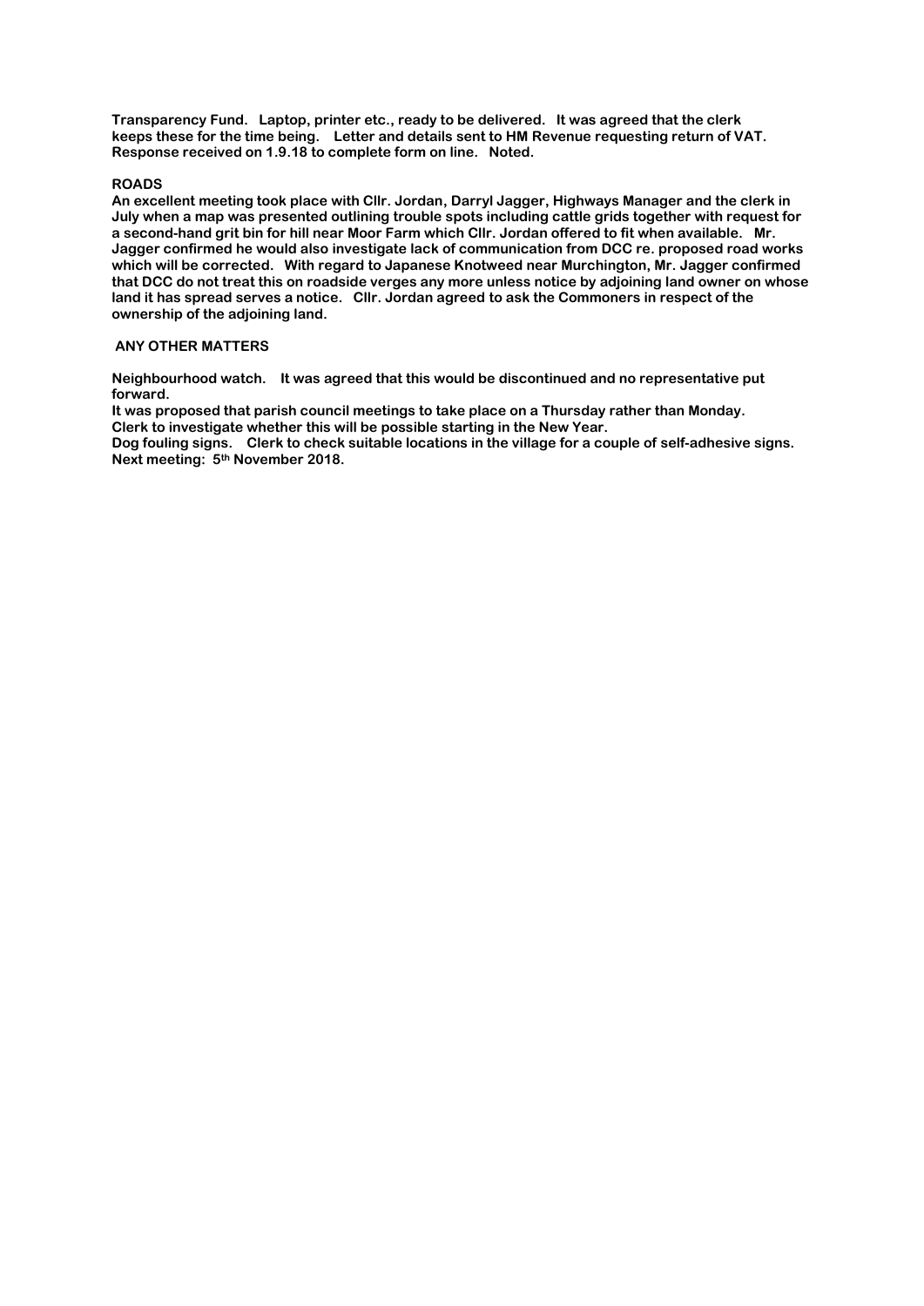**Transparency Fund.** Laptop, printer etc., ready to be delivered. It was agreed that the clerk keeps these for the time being. Letter and details sent to HM Revenue requesting return of VAT. Response received on 1.9.18 to complete form on line. Noted.

**ROADS**

An excellent meeting took place with Cllr. Jordan, Darryl Jagger, Highways Manager and the clerk in July when a map was presented outlining trouble spots including cattle grids together with request for a second-hand grit bin for hill near Moor Farm which Cllr. Jordan offered to fit when available. Mr. Jagger confirmed he would also investigate lack of communication from DCC re. proposed road works which will be corrected. With regard to Japanese Knotweed near Murchington, Mr. Jagger confirmed that DCC do not treat this on roadside verges any more unless notice by adjoining land owner on whose land it has spread serves a notice. Cllr. Jordan agreed to ask the Commoners in respect of the ownership of the adjoining land.

**ANY OTHER MATTERS**

Neighbourhood watch. It was agreed that this would be discontinued and no representative put forward.

It was proposed that parish council meetings to take place on a Thursday rather than Monday. Clerk to investigate whether this will be possible starting in the New Year.

Dog fouling signs. Clerk to check suitable locations in the village for a couple of self-adhesive signs.

Next meeting: 5th November 2018.